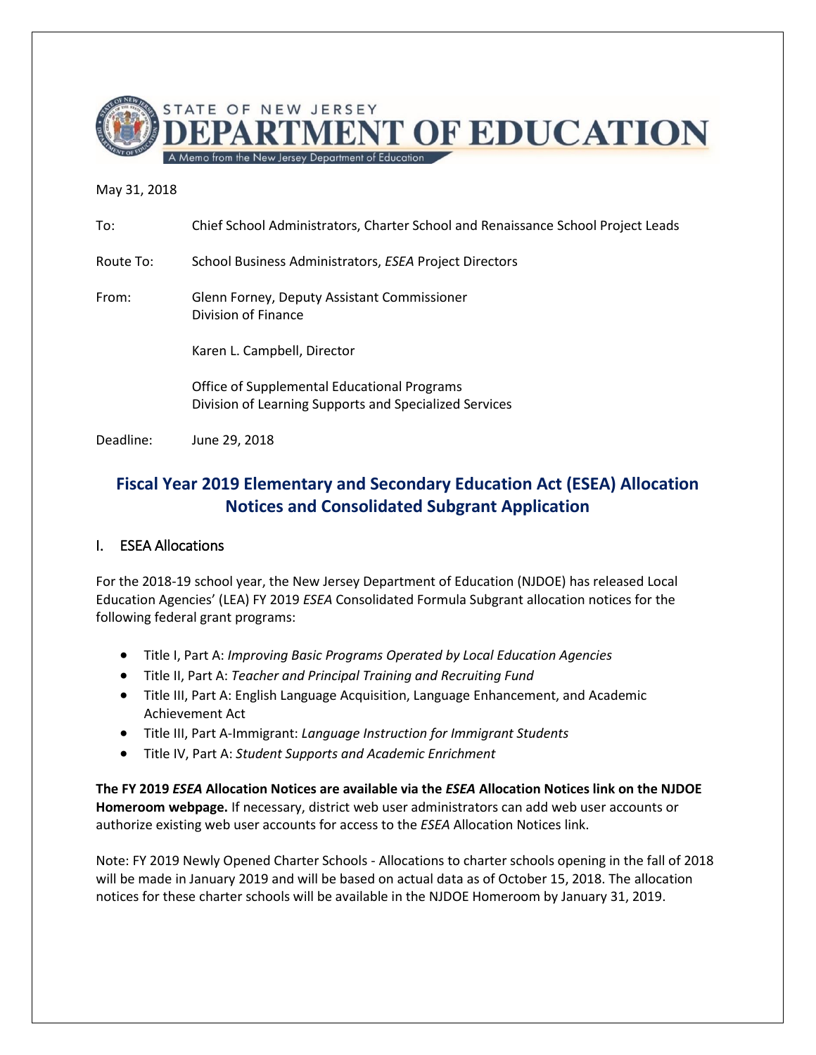STATE OF NEW JERSEY
# DEPARTMENT OF EDUCATION
A Memo from the New Jersey Department of Education

May 31, 2018

To: Chief School Administrators, Charter School and Renaissance School Project Leads

Route To: School Business Administrators, *ESEA* Project Directors

From: Glenn Forney, Deputy Assistant Commissioner
Division of Finance

Karen L. Campbell, Director

Office of Supplemental Educational Programs
Division of Learning Supports and Specialized Services

Deadline: June 29, 2018

## Fiscal Year 2019 Elementary and Secondary Education Act (ESEA) Allocation Notices and Consolidated Subgrant Application

### I. ESEA Allocations

For the 2018-19 school year, the New Jersey Department of Education (NJDOE) has released Local Education Agencies' (LEA) FY 2019 *ESEA* Consolidated Formula Subgrant allocation notices for the following federal grant programs:

- Title I, Part A: *Improving Basic Programs Operated by Local Education Agencies*
- Title II, Part A: *Teacher and Principal Training and Recruiting Fund*
- Title III, Part A: English Language Acquisition, Language Enhancement, and Academic Achievement Act
- Title III, Part A-Immigrant: *Language Instruction for Immigrant Students*
- Title IV, Part A: *Student Supports and Academic Enrichment*

**The FY 2019 *ESEA* Allocation Notices are available via the *ESEA* Allocation Notices link on the NJDOE Homeroom webpage.** If necessary, district web user administrators can add web user accounts or authorize existing web user accounts for access to the *ESEA* Allocation Notices link.

Note: FY 2019 Newly Opened Charter Schools - Allocations to charter schools opening in the fall of 2018 will be made in January 2019 and will be based on actual data as of October 15, 2018. The allocation notices for these charter schools will be available in the NJDOE Homeroom by January 31, 2019.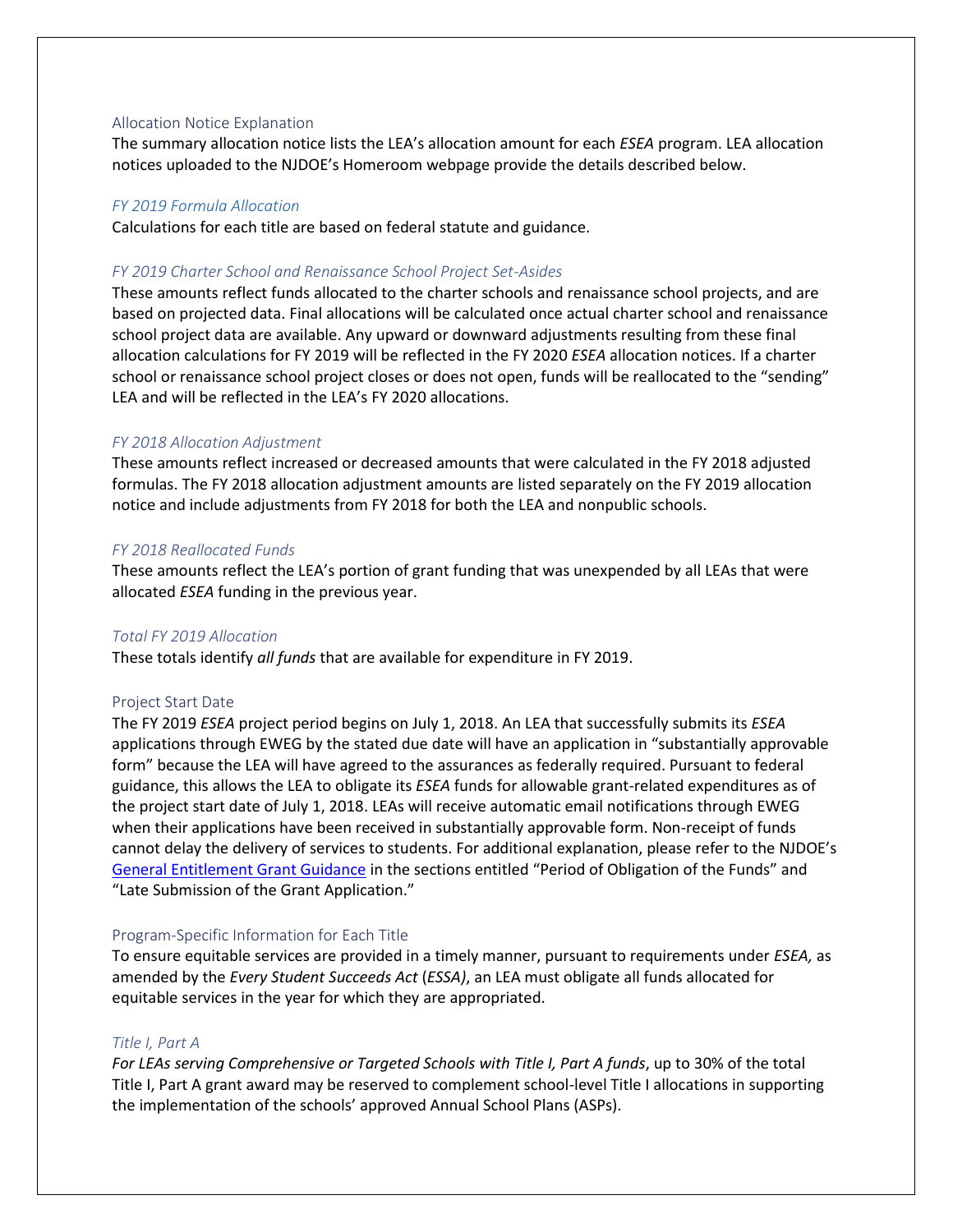## Allocation Notice Explanation

The summary allocation notice lists the LEA's allocation amount for each *ESEA* program. LEA allocation notices uploaded to the NJDOE's Homeroom webpage provide the details described below.

### *FY 2019 Formula Allocation*

Calculations for each title are based on federal statute and guidance.

### *FY 2019 Charter School and Renaissance School Project Set-Asides*

These amounts reflect funds allocated to the charter schools and renaissance school projects, and are based on projected data. Final allocations will be calculated once actual charter school and renaissance school project data are available. Any upward or downward adjustments resulting from these final allocation calculations for FY 2019 will be reflected in the FY 2020 *ESEA* allocation notices. If a charter school or renaissance school project closes or does not open, funds will be reallocated to the "sending" LEA and will be reflected in the LEA's FY 2020 allocations.

### *FY 2018 Allocation Adjustment*

These amounts reflect increased or decreased amounts that were calculated in the FY 2018 adjusted formulas. The FY 2018 allocation adjustment amounts are listed separately on the FY 2019 allocation notice and include adjustments from FY 2018 for both the LEA and nonpublic schools.

### *FY 2018 Reallocated Funds*

These amounts reflect the LEA's portion of grant funding that was unexpended by all LEAs that were allocated *ESEA* funding in the previous year.

### *Total FY 2019 Allocation*

These totals identify *all funds* that are available for expenditure in FY 2019.

## Project Start Date

The FY 2019 *ESEA* project period begins on July 1, 2018. An LEA that successfully submits its *ESEA* applications through EWEG by the stated due date will have an application in "substantially approvable form" because the LEA will have agreed to the assurances as federally required. Pursuant to federal guidance, this allows the LEA to obligate its *ESEA* funds for allowable grant-related expenditures as of the project start date of July 1, 2018. LEAs will receive automatic email notifications through EWEG when their applications have been received in substantially approvable form. Non-receipt of funds cannot delay the delivery of services to students. For additional explanation, please refer to the NJDOE's General Entitlement Grant Guidance in the sections entitled "Period of Obligation of the Funds" and "Late Submission of the Grant Application."

## Program-Specific Information for Each Title

To ensure equitable services are provided in a timely manner, pursuant to requirements under *ESEA,* as amended by the *Every Student Succeeds Act* (*ESSA)*, an LEA must obligate all funds allocated for equitable services in the year for which they are appropriated.

### *Title I, Part A*

*For LEAs serving Comprehensive or Targeted Schools with Title I, Part A funds*, up to 30% of the total Title I, Part A grant award may be reserved to complement school-level Title I allocations in supporting the implementation of the schools' approved Annual School Plans (ASPs).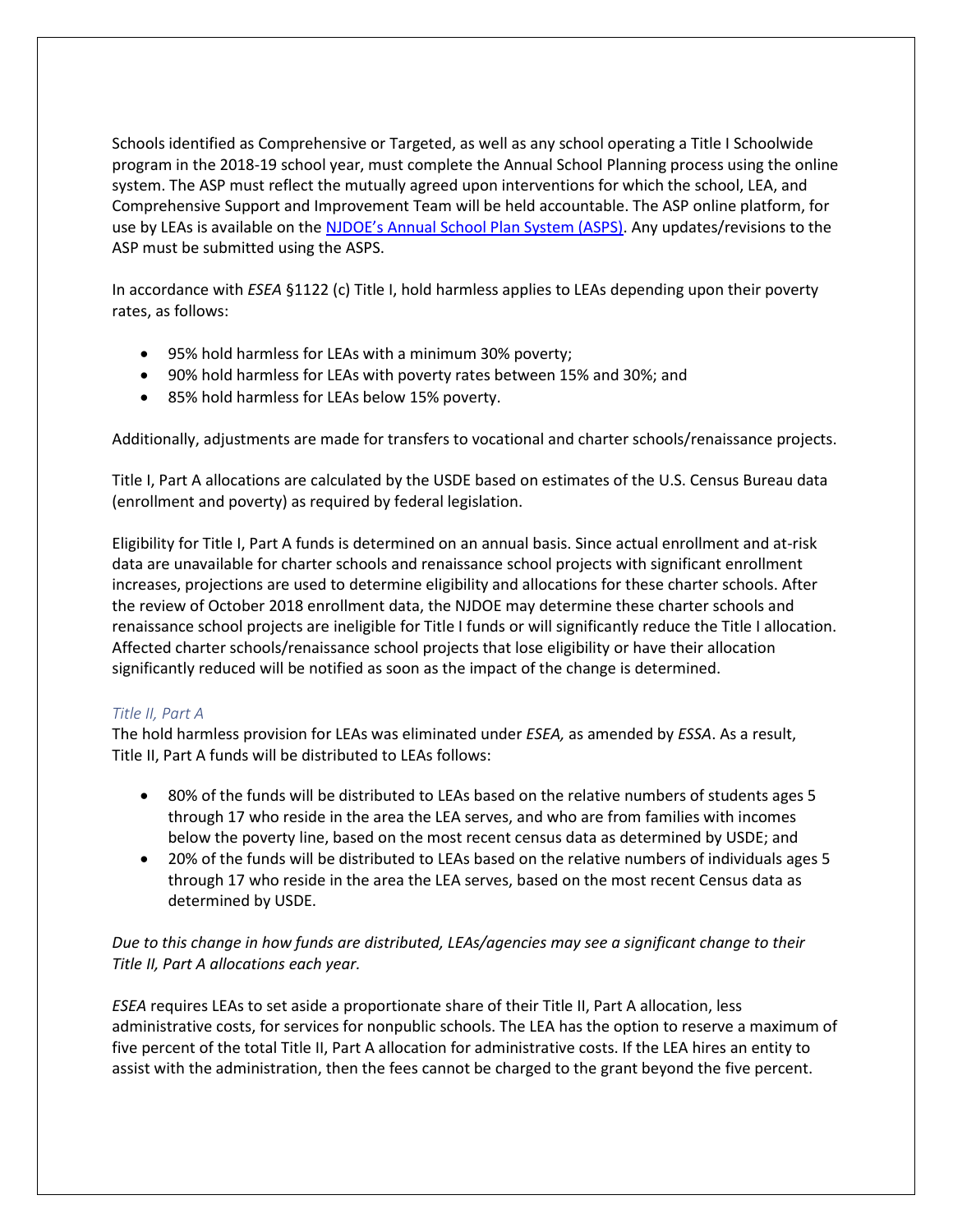Schools identified as Comprehensive or Targeted, as well as any school operating a Title I Schoolwide program in the 2018-19 school year, must complete the Annual School Planning process using the online system. The ASP must reflect the mutually agreed upon interventions for which the school, LEA, and Comprehensive Support and Improvement Team will be held accountable. The ASP online platform, for use by LEAs is available on the [NJDOE's Annual School Plan System (ASPS)](). Any updates/revisions to the ASP must be submitted using the ASPS.

In accordance with *ESEA* §1122 (c) Title I, hold harmless applies to LEAs depending upon their poverty rates, as follows:

- 95% hold harmless for LEAs with a minimum 30% poverty;
- 90% hold harmless for LEAs with poverty rates between 15% and 30%; and
- 85% hold harmless for LEAs below 15% poverty.

Additionally, adjustments are made for transfers to vocational and charter schools/renaissance projects.

Title I, Part A allocations are calculated by the USDE based on estimates of the U.S. Census Bureau data (enrollment and poverty) as required by federal legislation.

Eligibility for Title I, Part A funds is determined on an annual basis. Since actual enrollment and at-risk data are unavailable for charter schools and renaissance school projects with significant enrollment increases, projections are used to determine eligibility and allocations for these charter schools. After the review of October 2018 enrollment data, the NJDOE may determine these charter schools and renaissance school projects are ineligible for Title I funds or will significantly reduce the Title I allocation. Affected charter schools/renaissance school projects that lose eligibility or have their allocation significantly reduced will be notified as soon as the impact of the change is determined.

### *Title II, Part A*

The hold harmless provision for LEAs was eliminated under *ESEA,* as amended by *ESSA*. As a result, Title II, Part A funds will be distributed to LEAs follows:

- 80% of the funds will be distributed to LEAs based on the relative numbers of students ages 5 through 17 who reside in the area the LEA serves, and who are from families with incomes below the poverty line, based on the most recent census data as determined by USDE; and
- 20% of the funds will be distributed to LEAs based on the relative numbers of individuals ages 5 through 17 who reside in the area the LEA serves, based on the most recent Census data as determined by USDE.

*Due to this change in how funds are distributed, LEAs/agencies may see a significant change to their Title II, Part A allocations each year.*

*ESEA* requires LEAs to set aside a proportionate share of their Title II, Part A allocation, less administrative costs, for services for nonpublic schools. The LEA has the option to reserve a maximum of five percent of the total Title II, Part A allocation for administrative costs. If the LEA hires an entity to assist with the administration, then the fees cannot be charged to the grant beyond the five percent.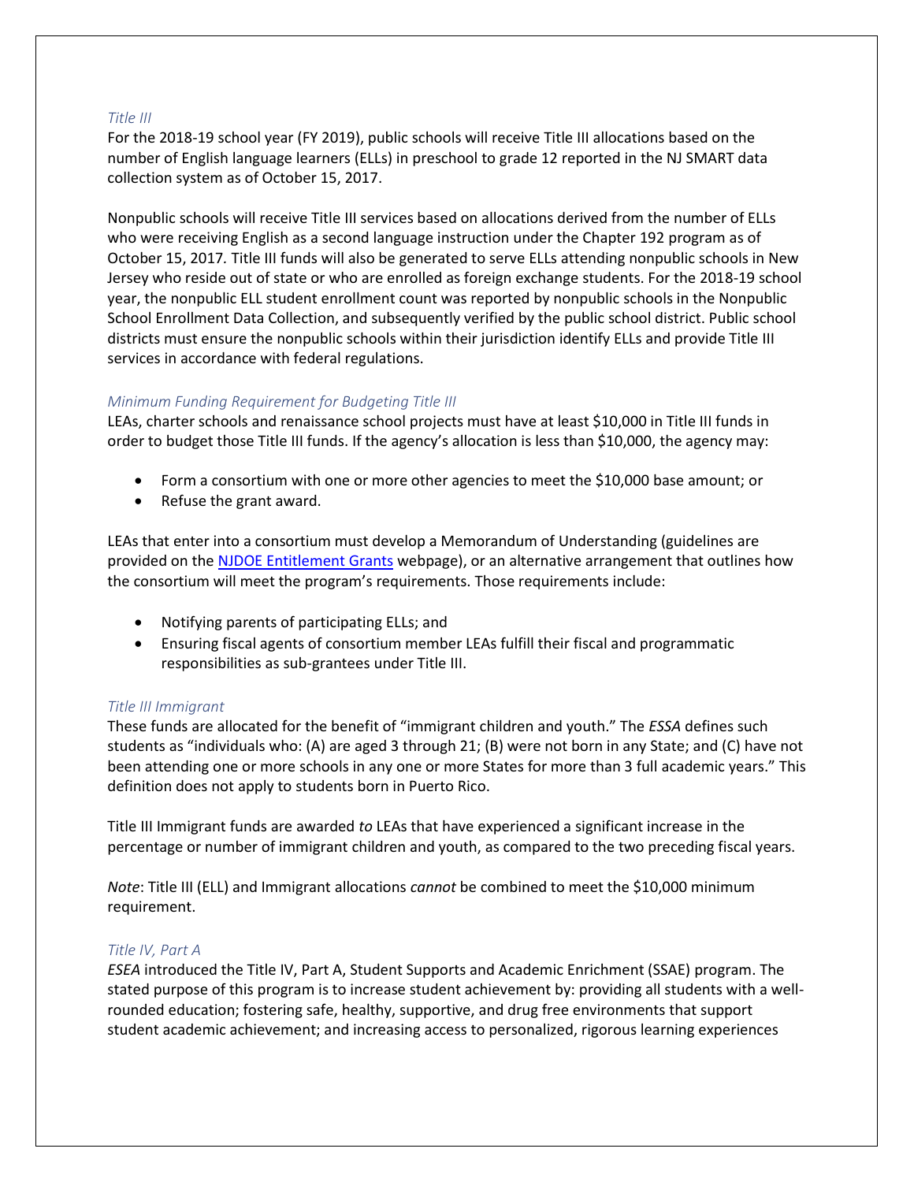### *Title III*

For the 2018-19 school year (FY 2019), public schools will receive Title III allocations based on the number of English language learners (ELLs) in preschool to grade 12 reported in the NJ SMART data collection system as of October 15, 2017.

Nonpublic schools will receive Title III services based on allocations derived from the number of ELLs who were receiving English as a second language instruction under the Chapter 192 program as of October 15, 2017. Title III funds will also be generated to serve ELLs attending nonpublic schools in New Jersey who reside out of state or who are enrolled as foreign exchange students. For the 2018-19 school year, the nonpublic ELL student enrollment count was reported by nonpublic schools in the Nonpublic School Enrollment Data Collection, and subsequently verified by the public school district. Public school districts must ensure the nonpublic schools within their jurisdiction identify ELLs and provide Title III services in accordance with federal regulations.

### *Minimum Funding Requirement for Budgeting Title III*

LEAs, charter schools and renaissance school projects must have at least $10,000 in Title III funds in order to budget those Title III funds. If the agency's allocation is less than $10,000, the agency may:

- Form a consortium with one or more other agencies to meet the $10,000 base amount; or
- Refuse the grant award.

LEAs that enter into a consortium must develop a Memorandum of Understanding (guidelines are provided on the [NJDOE Entitlement Grants]() webpage), or an alternative arrangement that outlines how the consortium will meet the program's requirements. Those requirements include:

- Notifying parents of participating ELLs; and
- Ensuring fiscal agents of consortium member LEAs fulfill their fiscal and programmatic responsibilities as sub-grantees under Title III.

### *Title III Immigrant*

These funds are allocated for the benefit of "immigrant children and youth." The *ESSA* defines such students as "individuals who: (A) are aged 3 through 21; (B) were not born in any State; and (C) have not been attending one or more schools in any one or more States for more than 3 full academic years." This definition does not apply to students born in Puerto Rico.

Title III Immigrant funds are awarded *to* LEAs that have experienced a significant increase in the percentage or number of immigrant children and youth, as compared to the two preceding fiscal years.

*Note*: Title III (ELL) and Immigrant allocations *cannot* be combined to meet the $10,000 minimum requirement.

### *Title IV, Part A*

*ESEA* introduced the Title IV, Part A, Student Supports and Academic Enrichment (SSAE) program. The stated purpose of this program is to increase student achievement by: providing all students with a well-rounded education; fostering safe, healthy, supportive, and drug free environments that support student academic achievement; and increasing access to personalized, rigorous learning experiences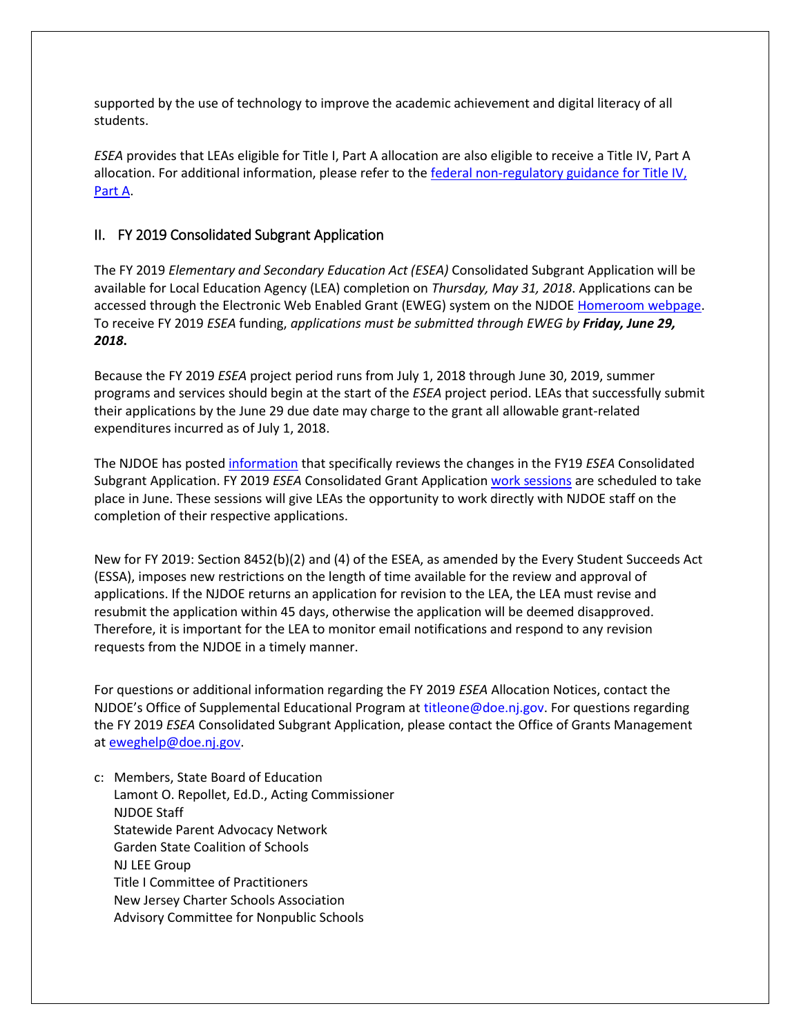supported by the use of technology to improve the academic achievement and digital literacy of all students.

*ESEA* provides that LEAs eligible for Title I, Part A allocation are also eligible to receive a Title IV, Part A allocation. For additional information, please refer to the [federal non-regulatory guidance for Title IV, Part A](#).

## II. FY 2019 Consolidated Subgrant Application

The FY 2019 *Elementary and Secondary Education Act (ESEA)* Consolidated Subgrant Application will be available for Local Education Agency (LEA) completion on *Thursday, May 31, 2018*. Applications can be accessed through the Electronic Web Enabled Grant (EWEG) system on the NJDOE [Homeroom webpage](#). To receive FY 2019 *ESEA* funding, *applications must be submitted through EWEG by **Friday, June 29, 2018.***

Because the FY 2019 *ESEA* project period runs from July 1, 2018 through June 30, 2019, summer programs and services should begin at the start of the *ESEA* project period. LEAs that successfully submit their applications by the June 29 due date may charge to the grant all allowable grant-related expenditures incurred as of July 1, 2018.

The NJDOE has posted [information](#) that specifically reviews the changes in the FY19 *ESEA* Consolidated Subgrant Application. FY 2019 *ESEA* Consolidated Grant Application [work sessions](#) are scheduled to take place in June. These sessions will give LEAs the opportunity to work directly with NJDOE staff on the completion of their respective applications.

New for FY 2019: Section 8452(b)(2) and (4) of the ESEA, as amended by the Every Student Succeeds Act (ESSA), imposes new restrictions on the length of time available for the review and approval of applications. If the NJDOE returns an application for revision to the LEA, the LEA must revise and resubmit the application within 45 days, otherwise the application will be deemed disapproved. Therefore, it is important for the LEA to monitor email notifications and respond to any revision requests from the NJDOE in a timely manner.

For questions or additional information regarding the FY 2019 *ESEA* Allocation Notices, contact the NJDOE's Office of Supplemental Educational Program at titleone@doe.nj.gov. For questions regarding the FY 2019 *ESEA* Consolidated Subgrant Application, please contact the Office of Grants Management at eweghelp@doe.nj.gov.

c: Members, State Board of Education
Lamont O. Repollet, Ed.D., Acting Commissioner
NJDOE Staff
Statewide Parent Advocacy Network
Garden State Coalition of Schools
NJ LEE Group
Title I Committee of Practitioners
New Jersey Charter Schools Association
Advisory Committee for Nonpublic Schools